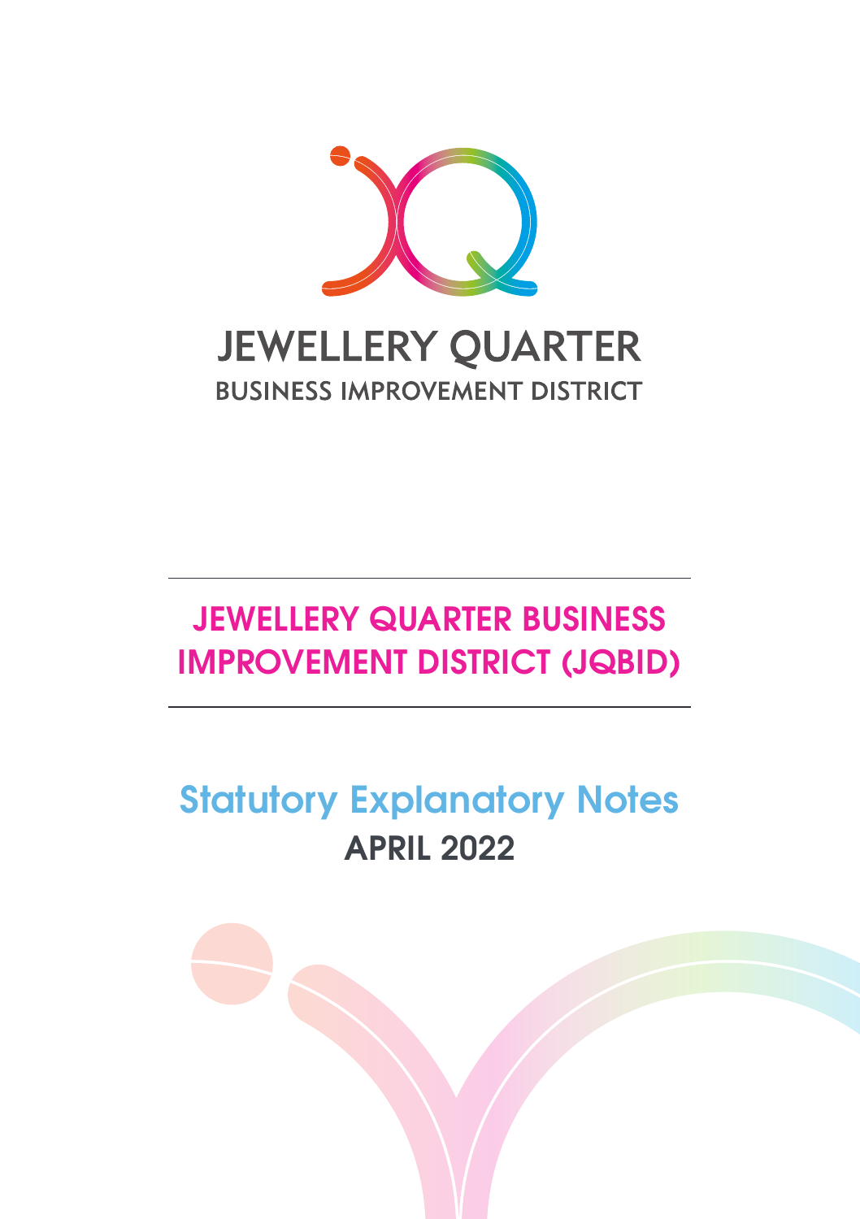JEWELLERY QUARTER

BUSINESS IMPROVEMENT DISTRICT

# JEWELLERY QUARTER BUSINESS IMPROVEMENT DISTRICT (JQBID)

## Statutory Explanatory Notes

**APRIL 2022**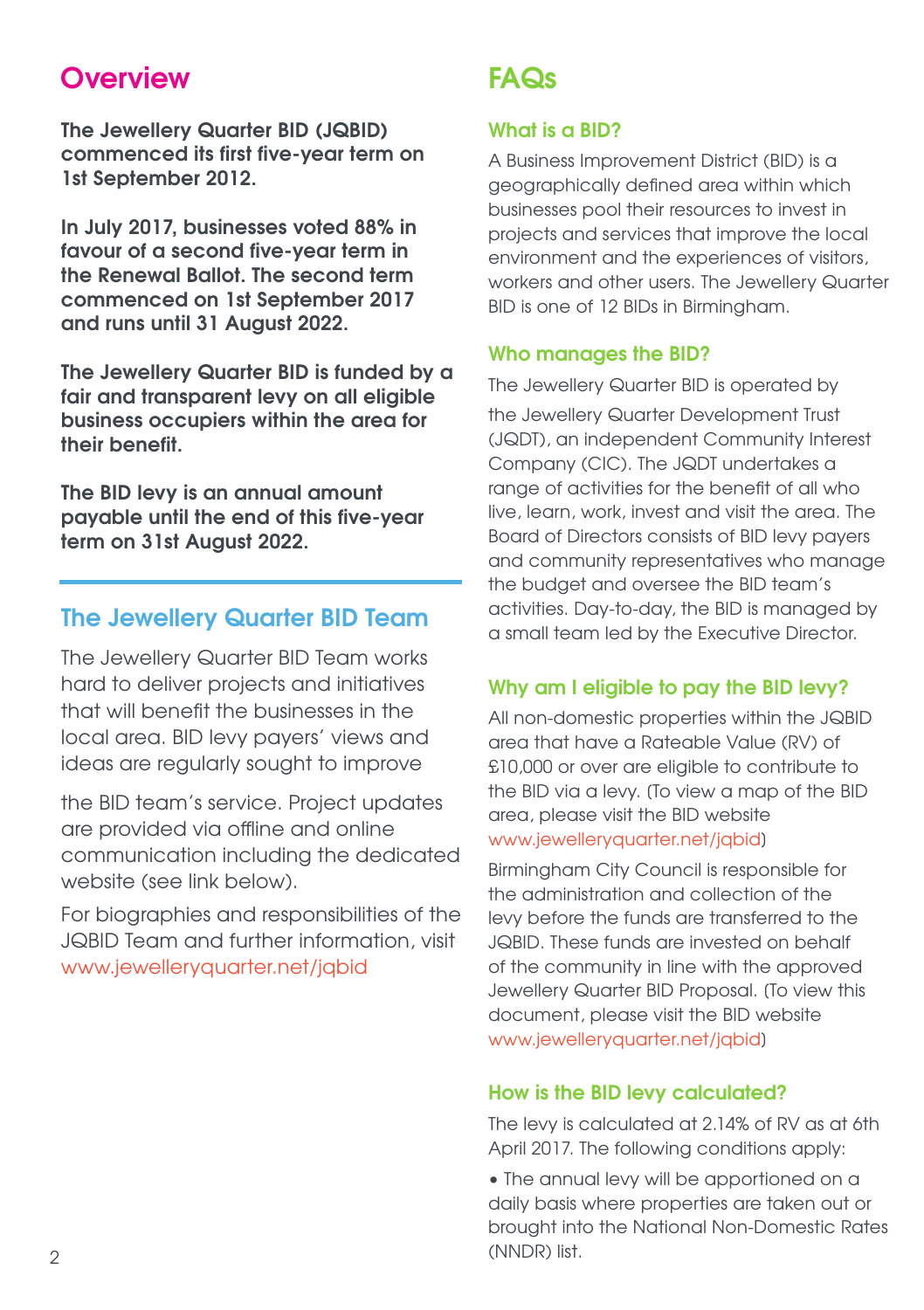## Overview

**The Jewellery Quarter BID (JQBID) commenced its first five-year term on 1st September 2012.**

**In July 2017, businesses voted 88% in favour of a second five-year term in the Renewal Ballot. The second term commenced on 1st September 2017 and runs until 31 August 2022.**

**The Jewellery Quarter BID is funded by a fair and transparent levy on all eligible business occupiers within the area for their benefit.**

**The BID levy is an annual amount payable until the end of this five-year term on 31st August 2022.**

## The Jewellery Quarter BID Team

The Jewellery Quarter BID Team works hard to deliver projects and initiatives that will benefit the businesses in the local area. BID levy payers' views and ideas are regularly sought to improve the BID team's service. Project updates are provided via offline and online communication including the dedicated website (see link below).

For biographies and responsibilities of the JQBID Team and further information, visit www.jewelleryquarter.net/jqbid

## FAQs

### What is a BID?

A Business Improvement District (BID) is a geographically defined area within which businesses pool their resources to invest in projects and services that improve the local environment and the experiences of visitors, workers and other users. The Jewellery Quarter BID is one of 12 BIDs in Birmingham.

### Who manages the BID?

The Jewellery Quarter BID is operated by the Jewellery Quarter Development Trust (JQDT), an independent Community Interest Company (CIC). The JQDT undertakes a range of activities for the benefit of all who live, learn, work, invest and visit the area. The Board of Directors consists of BID levy payers and community representatives who manage the budget and oversee the BID team's activities. Day-to-day, the BID is managed by a small team led by the Executive Director.

### Why am I eligible to pay the BID levy?

All non-domestic properties within the JQBID area that have a Rateable Value (RV) of £10,000 or over are eligible to contribute to the BID via a levy. (To view a map of the BID area, please visit the BID website www.jewelleryquarter.net/jqbid)

Birmingham City Council is responsible for the administration and collection of the levy before the funds are transferred to the JQBID. These funds are invested on behalf of the community in line with the approved Jewellery Quarter BID Proposal. (To view this document, please visit the BID website www.jewelleryquarter.net/jqbid)

### How is the BID levy calculated?

The levy is calculated at 2.14% of RV as at 6th April 2017. The following conditions apply:

- The annual levy will be apportioned on a daily basis where properties are taken out or brought into the National Non-Domestic Rates (NNDR) list.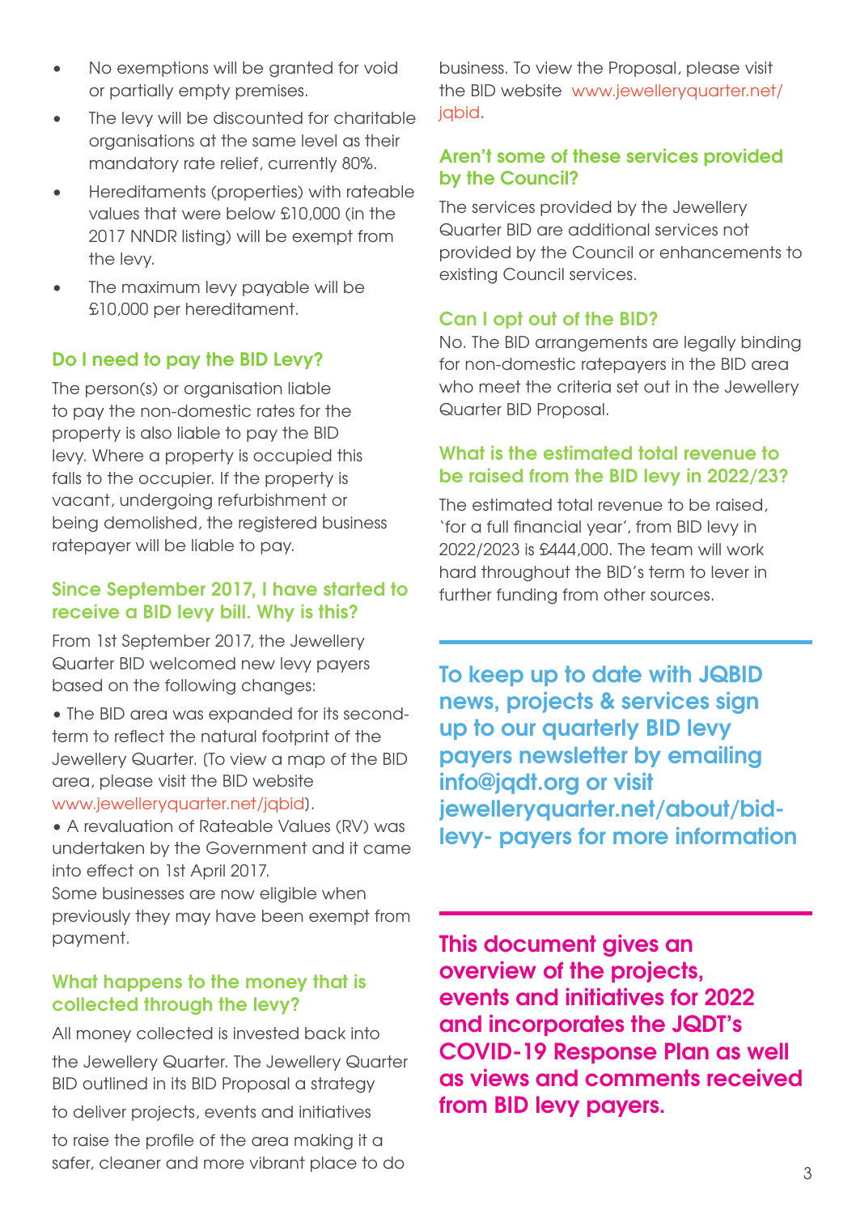- No exemptions will be granted for void or partially empty premises.
- The levy will be discounted for charitable organisations at the same level as their mandatory rate relief, currently 80%.
- Hereditaments (properties) with rateable values that were below £10,000 (in the 2017 NNDR listing) will be exempt from the levy.
- The maximum levy payable will be £10,000 per hereditament.

### Do I need to pay the BID Levy?

The person(s) or organisation liable to pay the non-domestic rates for the property is also liable to pay the BID levy. Where a property is occupied this falls to the occupier. If the property is vacant, undergoing refurbishment or being demolished, the registered business ratepayer will be liable to pay.

### Since September 2017, I have started to receive a BID levy bill. Why is this?

From 1st September 2017, the Jewellery Quarter BID welcomed new levy payers based on the following changes:

- The BID area was expanded for its second-term to reflect the natural footprint of the Jewellery Quarter. (To view a map of the BID area, please visit the BID website www.jewelleryquarter.net/jqbid).
- A revaluation of Rateable Values (RV) was undertaken by the Government and it came into effect on 1st April 2017.

Some businesses are now eligible when previously they may have been exempt from payment.

### What happens to the money that is collected through the levy?

All money collected is invested back into the Jewellery Quarter. The Jewellery Quarter BID outlined in its BID Proposal a strategy to deliver projects, events and initiatives to raise the profile of the area making it a safer, cleaner and more vibrant place to do business. To view the Proposal, please visit the BID website www.jewelleryquarter.net/jqbid.

### Aren't some of these services provided by the Council?

The services provided by the Jewellery Quarter BID are additional services not provided by the Council or enhancements to existing Council services.

### Can I opt out of the BID?

No. The BID arrangements are legally binding for non-domestic ratepayers in the BID area who meet the criteria set out in the Jewellery Quarter BID Proposal.

### What is the estimated total revenue to be raised from the BID levy in 2022/23?

The estimated total revenue to be raised, 'for a full financial year', from BID levy in 2022/2023 is £444,000. The team will work hard throughout the BID's term to lever in further funding from other sources.

**To keep up to date with JQBID news, projects & services sign up to our quarterly BID levy payers newsletter by emailing info@jqdt.org or visit jewelleryquarter.net/about/bid-levy- payers for more information**

**This document gives an overview of the projects, events and initiatives for 2022 and incorporates the JQDT's COVID-19 Response Plan as well as views and comments received from BID levy payers.**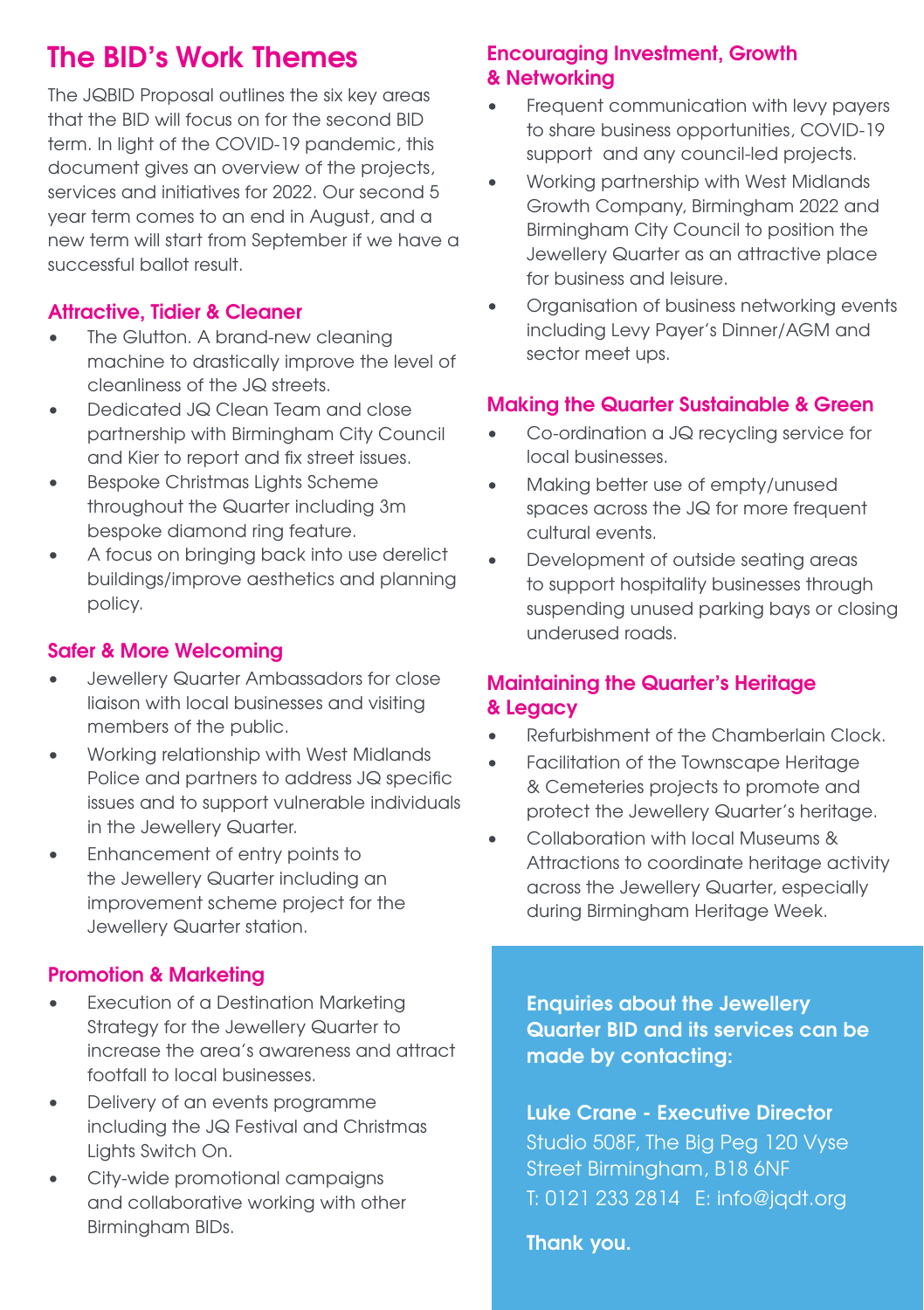## The BID's Work Themes

The JQBID Proposal outlines the six key areas that the BID will focus on for the second BID term. In light of the COVID-19 pandemic, this document gives an overview of the projects, services and initiatives for 2022. Our second 5 year term comes to an end in August, and a new term will start from September if we have a successful ballot result.

### Attractive, Tidier & Cleaner

- The Glutton. A brand-new cleaning machine to drastically improve the level of cleanliness of the JQ streets.
- Dedicated JQ Clean Team and close partnership with Birmingham City Council and Kier to report and fix street issues.
- Bespoke Christmas Lights Scheme throughout the Quarter including 3m bespoke diamond ring feature.
- A focus on bringing back into use derelict buildings/improve aesthetics and planning policy.

### Safer & More Welcoming

- Jewellery Quarter Ambassadors for close liaison with local businesses and visiting members of the public.
- Working relationship with West Midlands Police and partners to address JQ specific issues and to support vulnerable individuals in the Jewellery Quarter.
- Enhancement of entry points to the Jewellery Quarter including an improvement scheme project for the Jewellery Quarter station.

### Promotion & Marketing

- Execution of a Destination Marketing Strategy for the Jewellery Quarter to increase the area's awareness and attract footfall to local businesses.
- Delivery of an events programme including the JQ Festival and Christmas Lights Switch On.
- City-wide promotional campaigns and collaborative working with other Birmingham BIDs.

### Encouraging Investment, Growth & Networking

- Frequent communication with levy payers to share business opportunities, COVID-19 support and any council-led projects.
- Working partnership with West Midlands Growth Company, Birmingham 2022 and Birmingham City Council to position the Jewellery Quarter as an attractive place for business and leisure.
- Organisation of business networking events including Levy Payer's Dinner/AGM and sector meet ups.

### Making the Quarter Sustainable & Green

- Co-ordination a JQ recycling service for local businesses.
- Making better use of empty/unused spaces across the JQ for more frequent cultural events.
- Development of outside seating areas to support hospitality businesses through suspending unused parking bays or closing underused roads.

### Maintaining the Quarter's Heritage & Legacy

- Refurbishment of the Chamberlain Clock.
- Facilitation of the Townscape Heritage & Cemeteries projects to promote and protect the Jewellery Quarter's heritage.
- Collaboration with local Museums & Attractions to coordinate heritage activity across the Jewellery Quarter, especially during Birmingham Heritage Week.

**Enquiries about the Jewellery Quarter BID and its services can be made by contacting:**

**Luke Crane - Executive Director**
Studio 508F, The Big Peg 120 Vyse Street Birmingham, B18 6NF
T: 0121 233 2814 E: info@jqdt.org

**Thank you.**